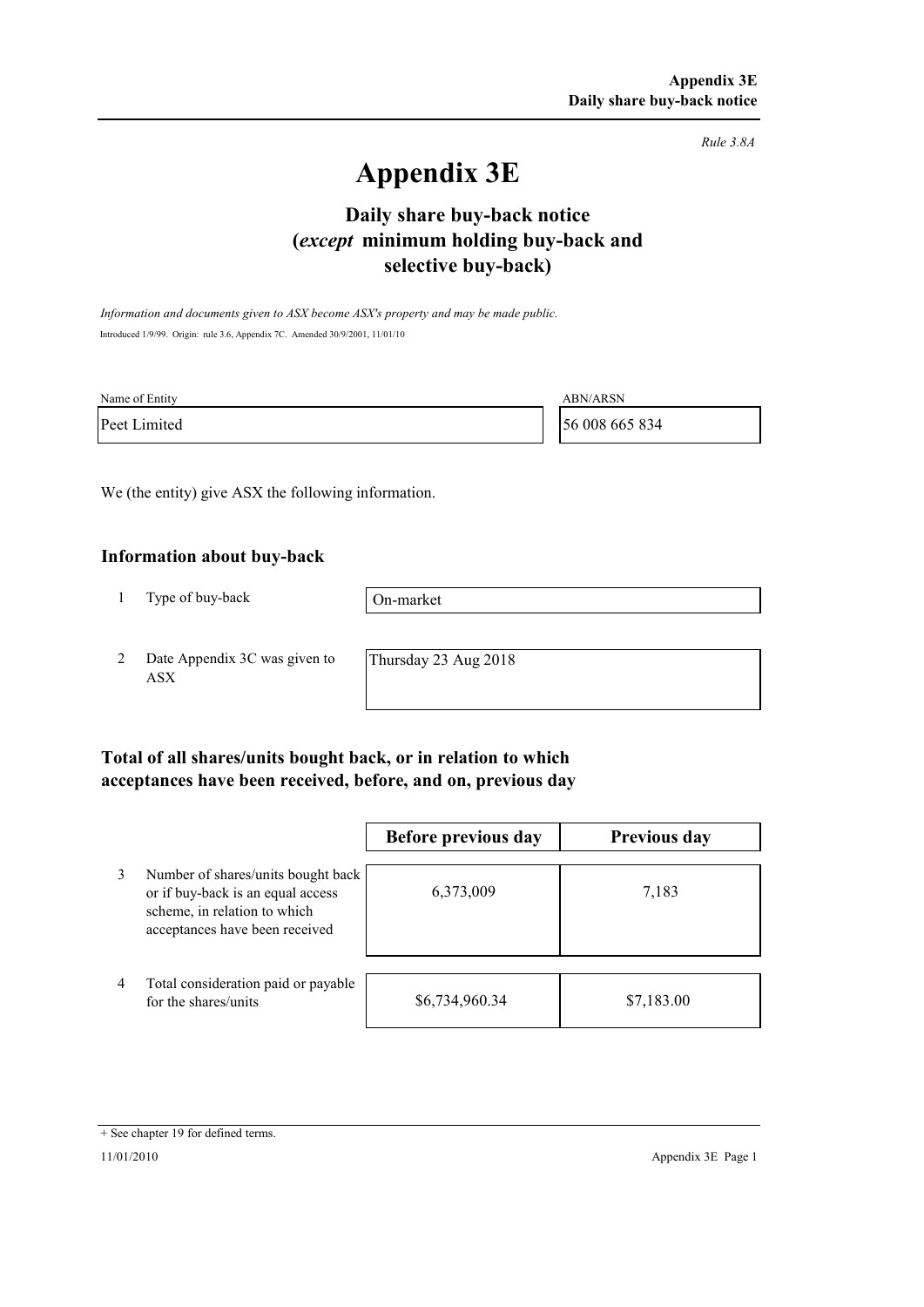*Rule 3.8A*

# Appendix 3E

## Daily share buy-back notice (*except* minimum holding buy-back and selective buy-back)

*Information and documents given to ASX become ASX's property and may be made public.*

Introduced 1/9/99. Origin: rule 3.6, Appendix 7C. Amended 30/9/2001, 11/01/10

| Name of Entity | ABN/ARSN |
|---|---|
| Peet Limited | 56 008 665 834 |

We (the entity) give ASX the following information.

### Information about buy-back

| | | |
|---|---|---|
| 1 | Type of buy-back | On-market |
| 2 | Date Appendix 3C was given to ASX | Thursday 23 Aug 2018 |

### Total of all shares/units bought back, or in relation to which acceptances have been received, before, and on, previous day

| | | Before previous day | Previous day |
|---|---|---|---|
| 3 | Number of shares/units bought back or if buy-back is an equal access scheme, in relation to which acceptances have been received | 6,373,009 | 7,183 |
| 4 | Total consideration paid or payable for the shares/units | $6,734,960.34 | $7,183.00 |

+ See chapter 19 for defined terms.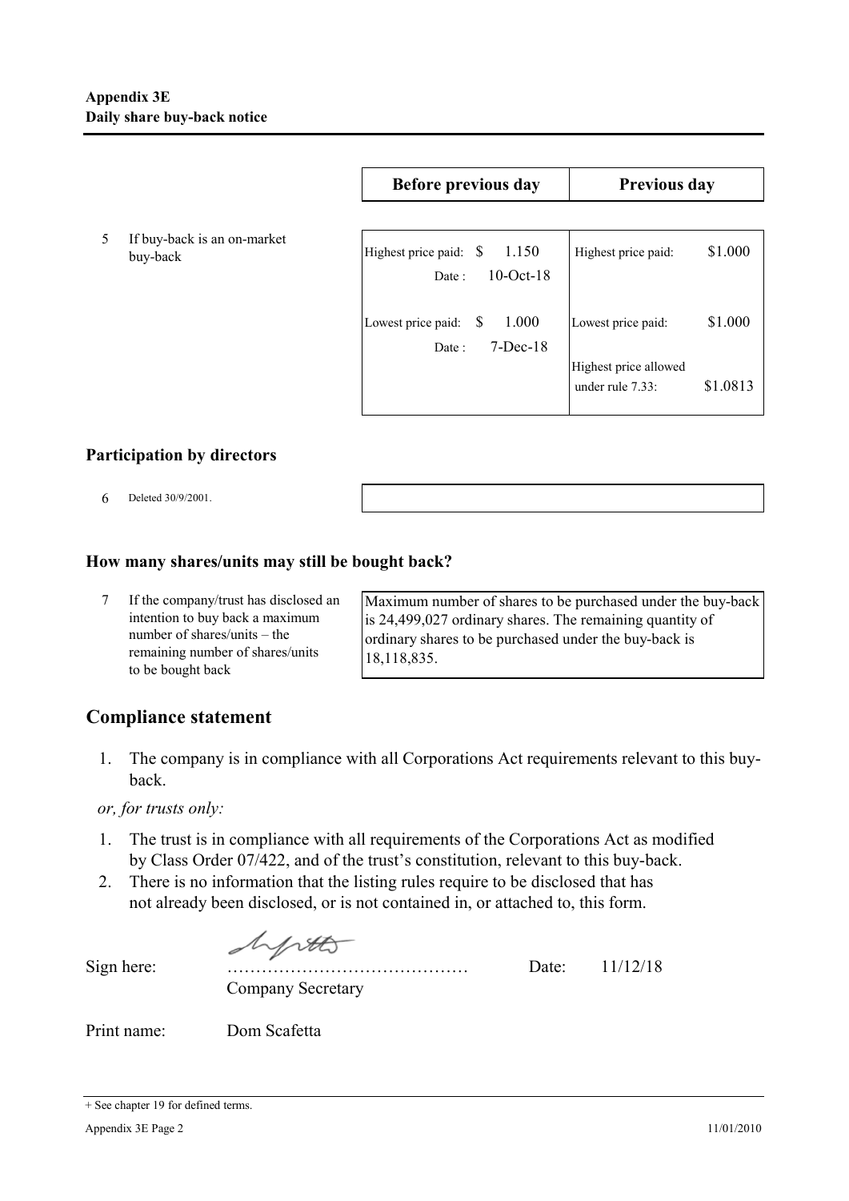**Appendix 3E**
**Daily share buy-back notice**

| | Before previous day | Previous day |
|---|---|---|
| 5 If buy-back is an on-market buy-back | Highest price paid: $ 1.150<br>Date : 10-Oct-18<br><br>Lowest price paid: $ 1.000<br>Date : 7-Dec-18 | Highest price paid: $1.000<br><br>Lowest price paid: $1.000<br><br>Highest price allowed under rule 7.33: $1.0813 |

## Participation by directors

| | |
|---|---|
| 6 Deleted 30/9/2001. | |

## How many shares/units may still be bought back?

| | |
|---|---|
| 7 If the company/trust has disclosed an intention to buy back a maximum number of shares/units – the remaining number of shares/units to be bought back | Maximum number of shares to be purchased under the buy-back is 24,499,027 ordinary shares. The remaining quantity of ordinary shares to be purchased under the buy-back is 18,118,835. |

## Compliance statement

1. The company is in compliance with all Corporations Act requirements relevant to this buy-back.

*or, for trusts only:*

1. The trust is in compliance with all requirements of the Corporations Act as modified by Class Order 07/422, and of the trust's constitution, relevant to this buy-back.
2. There is no information that the listing rules require to be disclosed that has not already been disclosed, or is not contained in, or attached to, this form.

Sign here: …………………………………… Date: 11/12/18
Company Secretary

Print name: Dom Scafetta

+ See chapter 19 for defined terms.